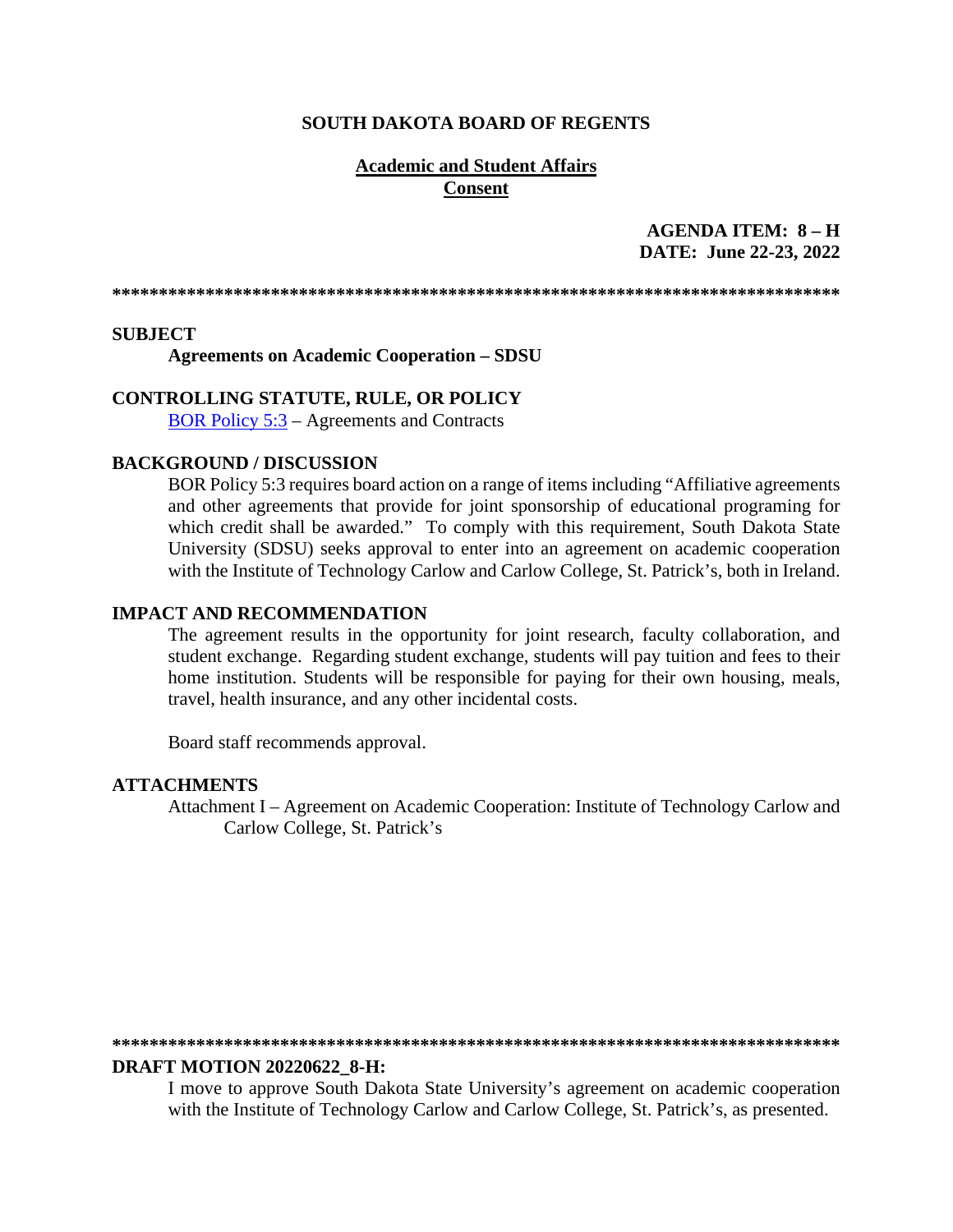**SOUTH DAKOTA BOARD OF REGENTS**

**Academic and Student Affairs**
**Consent**

**AGENDA ITEM: 8 – H**
**DATE: June 22-23, 2022**

**\*\*\*\*\*\*\*\*\*\*\*\*\*\*\*\*\*\*\*\*\*\*\*\*\*\*\*\*\*\*\*\*\*\*\*\*\*\*\*\*\*\*\*\*\*\*\*\*\*\*\*\*\*\*\*\*\*\*\*\*\*\*\*\*\*\*\*\*\*\*\*\*\*\*\*\*\*\*\*\***

## SUBJECT

**Agreements on Academic Cooperation – SDSU**

## CONTROLLING STATUTE, RULE, OR POLICY

BOR Policy 5:3 – Agreements and Contracts

## BACKGROUND / DISCUSSION

BOR Policy 5:3 requires board action on a range of items including "Affiliative agreements and other agreements that provide for joint sponsorship of educational programing for which credit shall be awarded." To comply with this requirement, South Dakota State University (SDSU) seeks approval to enter into an agreement on academic cooperation with the Institute of Technology Carlow and Carlow College, St. Patrick's, both in Ireland.

## IMPACT AND RECOMMENDATION

The agreement results in the opportunity for joint research, faculty collaboration, and student exchange. Regarding student exchange, students will pay tuition and fees to their home institution. Students will be responsible for paying for their own housing, meals, travel, health insurance, and any other incidental costs.

Board staff recommends approval.

## ATTACHMENTS

Attachment I – Agreement on Academic Cooperation: Institute of Technology Carlow and Carlow College, St. Patrick's

**\*\*\*\*\*\*\*\*\*\*\*\*\*\*\*\*\*\*\*\*\*\*\*\*\*\*\*\*\*\*\*\*\*\*\*\*\*\*\*\*\*\*\*\*\*\*\*\*\*\*\*\*\*\*\*\*\*\*\*\*\*\*\*\*\*\*\*\*\*\*\*\*\*\*\*\*\*\*\*\***

## DRAFT MOTION 20220622_8-H:

I move to approve South Dakota State University's agreement on academic cooperation with the Institute of Technology Carlow and Carlow College, St. Patrick's, as presented.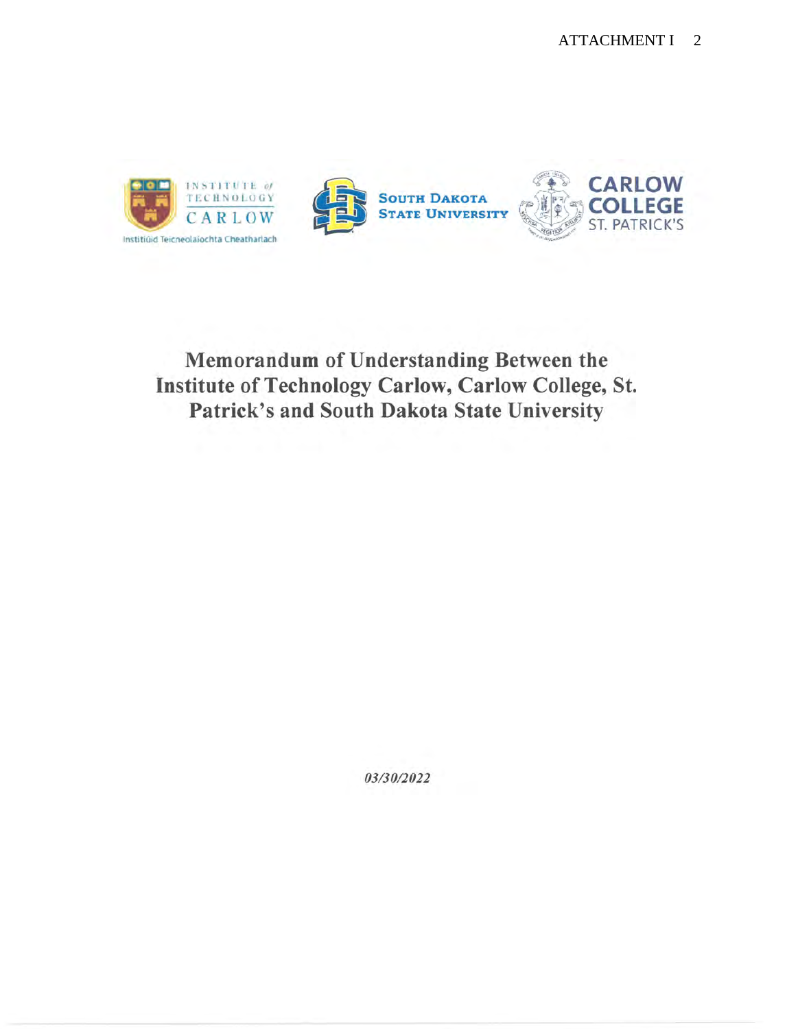INSTITUTE of TECHNOLOGY CARLOW

Institiúid Teicneolaíochta Cheatharlach

SOUTH DAKOTA STATE UNIVERSITY

CARLOW COLLEGE ST. PATRICK'S

# Memorandum of Understanding Between the Institute of Technology Carlow, Carlow College, St. Patrick's and South Dakota State University

***03/30/2022***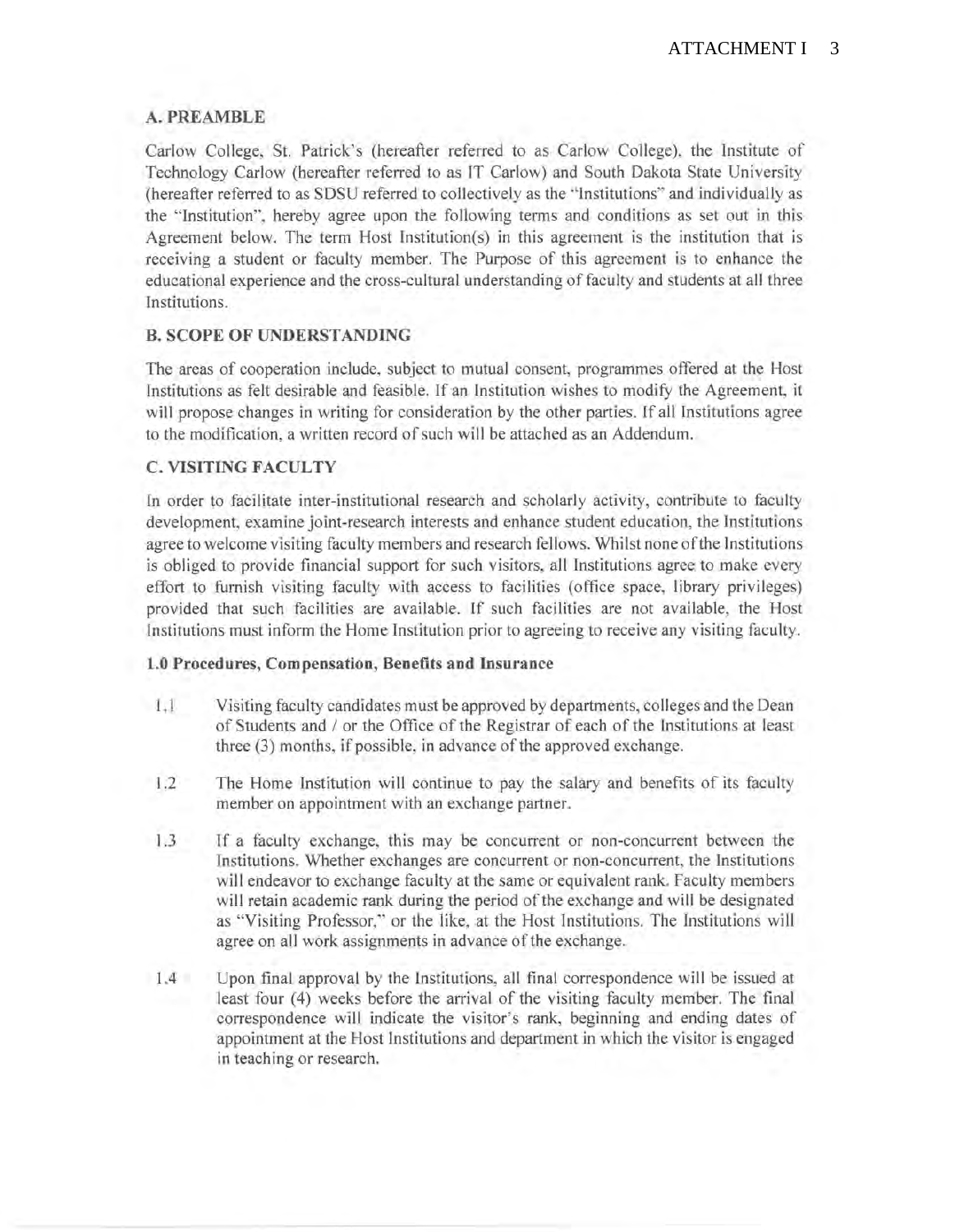## A. PREAMBLE

Carlow College, St. Patrick's (hereafter referred to as Carlow College), the Institute of Technology Carlow (hereafter referred to as IT Carlow) and South Dakota State University (hereafter referred to as SDSU referred to collectively as the "Institutions" and individually as the "Institution", hereby agree upon the following terms and conditions as set out in this Agreement below. The term Host Institution(s) in this agreement is the institution that is receiving a student or faculty member. The Purpose of this agreement is to enhance the educational experience and the cross-cultural understanding of faculty and students at all three Institutions.

## B. SCOPE OF UNDERSTANDING

The areas of cooperation include, subject to mutual consent, programmes offered at the Host Institutions as felt desirable and feasible. If an Institution wishes to modify the Agreement, it will propose changes in writing for consideration by the other parties. If all Institutions agree to the modification, a written record of such will be attached as an Addendum.

## C. VISITING FACULTY

In order to facilitate inter-institutional research and scholarly activity, contribute to faculty development, examine joint-research interests and enhance student education, the Institutions agree to welcome visiting faculty members and research fellows. Whilst none of the Institutions is obliged to provide financial support for such visitors, all Institutions agree to make every effort to furnish visiting faculty with access to facilities (office space, library privileges) provided that such facilities are available. If such facilities are not available, the Host Institutions must inform the Home Institution prior to agreeing to receive any visiting faculty.

### 1.0 Procedures, Compensation, Benefits and Insurance

1.1 Visiting faculty candidates must be approved by departments, colleges and the Dean of Students and / or the Office of the Registrar of each of the Institutions at least three (3) months, if possible, in advance of the approved exchange.

1.2 The Home Institution will continue to pay the salary and benefits of its faculty member on appointment with an exchange partner.

1.3 If a faculty exchange, this may be concurrent or non-concurrent between the Institutions. Whether exchanges are concurrent or non-concurrent, the Institutions will endeavor to exchange faculty at the same or equivalent rank. Faculty members will retain academic rank during the period of the exchange and will be designated as "Visiting Professor," or the like, at the Host Institutions. The Institutions will agree on all work assignments in advance of the exchange.

1.4 Upon final approval by the Institutions, all final correspondence will be issued at least four (4) weeks before the arrival of the visiting faculty member. The final correspondence will indicate the visitor's rank, beginning and ending dates of appointment at the Host Institutions and department in which the visitor is engaged in teaching or research.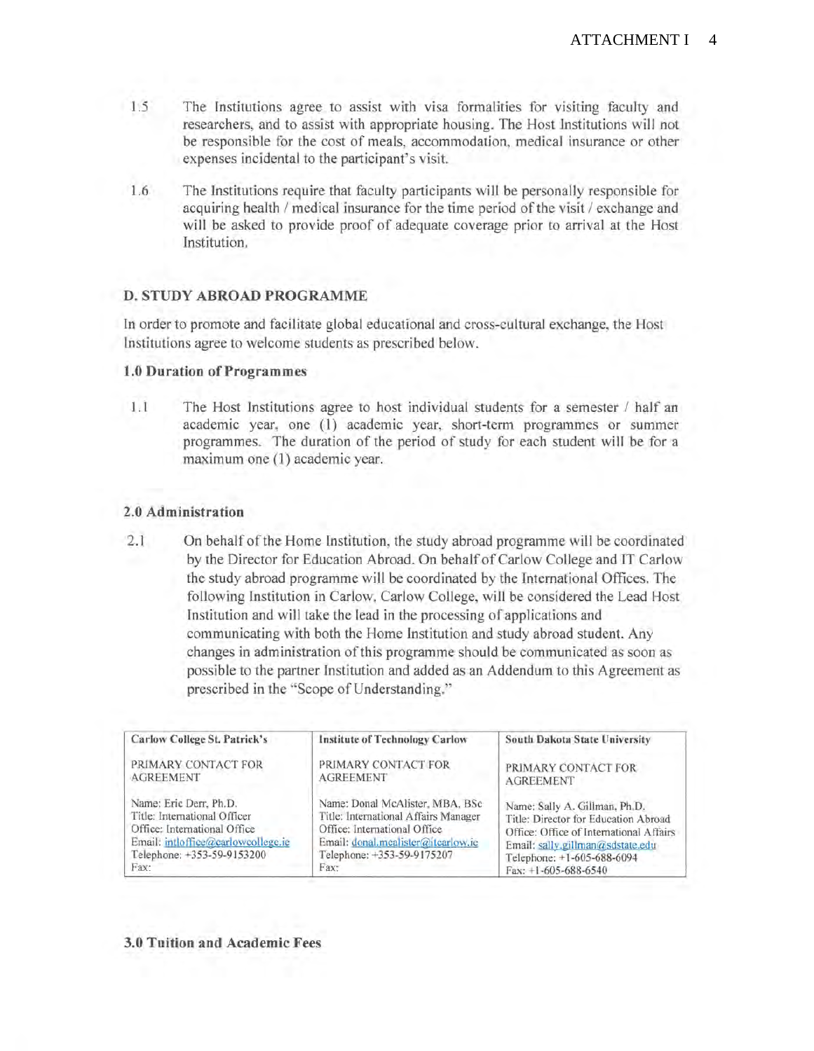1.5 The Institutions agree to assist with visa formalities for visiting faculty and researchers, and to assist with appropriate housing. The Host Institutions will not be responsible for the cost of meals, accommodation, medical insurance or other expenses incidental to the participant's visit.

1.6 The Institutions require that faculty participants will be personally responsible for acquiring health / medical insurance for the time period of the visit / exchange and will be asked to provide proof of adequate coverage prior to arrival at the Host Institution.

## D. STUDY ABROAD PROGRAMME

In order to promote and facilitate global educational and cross-cultural exchange, the Host Institutions agree to welcome students as prescribed below.

### 1.0 Duration of Programmes

1.1 The Host Institutions agree to host individual students for a semester / half an academic year, one (1) academic year, short-term programmes or summer programmes. The duration of the period of study for each student will be for a maximum one (1) academic year.

### 2.0 Administration

2.1 On behalf of the Home Institution, the study abroad programme will be coordinated by the Director for Education Abroad. On behalf of Carlow College and IT Carlow the study abroad programme will be coordinated by the International Offices. The following Institution in Carlow, Carlow College, will be considered the Lead Host Institution and will take the lead in the processing of applications and communicating with both the Home Institution and study abroad student. Any changes in administration of this programme should be communicated as soon as possible to the partner Institution and added as an Addendum to this Agreement as prescribed in the "Scope of Understanding."

| Carlow College St. Patrick's | Institute of Technology Carlow | South Dakota State University |
|---|---|---|
| PRIMARY CONTACT FOR AGREEMENT | PRIMARY CONTACT FOR AGREEMENT | PRIMARY CONTACT FOR AGREEMENT |
| Name: Eric Derr, Ph.D.<br>Title: International Officer<br>Office: International Office<br>Email: intloffice@carlowcollege.ie<br>Telephone: +353-59-9153200<br>Fax: | Name: Donal McAlister, MBA, BSc<br>Title: International Affairs Manager<br>Office: International Office<br>Email: donal.mcalister@itcarlow.ie<br>Telephone: +353-59-9175207<br>Fax: | Name: Sally A. Gillman, Ph.D.<br>Title: Director for Education Abroad<br>Office: Office of International Affairs<br>Email: sally.gillman@sdstate.edu<br>Telephone: +1-605-688-6094<br>Fax: +1-605-688-6540 |

### 3.0 Tuition and Academic Fees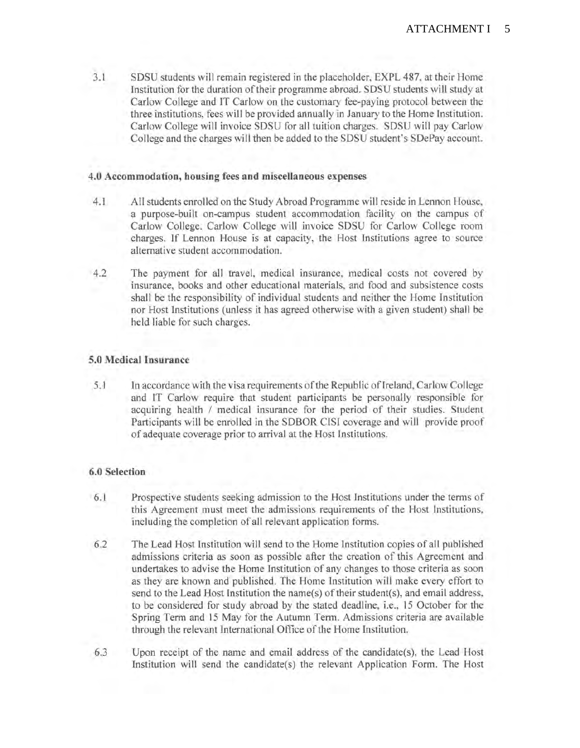3.1 SDSU students will remain registered in the placeholder, EXPL 487, at their Home Institution for the duration of their programme abroad. SDSU students will study at Carlow College and IT Carlow on the customary fee-paying protocol between the three institutions, fees will be provided annually in January to the Home Institution. Carlow College will invoice SDSU for all tuition charges. SDSU will pay Carlow College and the charges will then be added to the SDSU student's SDePay account.

**4.0 Accommodation, housing fees and miscellaneous expenses**

4.1 All students enrolled on the Study Abroad Programme will reside in Lennon House, a purpose-built on-campus student accommodation facility on the campus of Carlow College. Carlow College will invoice SDSU for Carlow College room charges. If Lennon House is at capacity, the Host Institutions agree to source alternative student accommodation.

4.2 The payment for all travel, medical insurance, medical costs not covered by insurance, books and other educational materials, and food and subsistence costs shall be the responsibility of individual students and neither the Home Institution nor Host Institutions (unless it has agreed otherwise with a given student) shall be held liable for such charges.

**5.0 Medical Insurance**

5.1 In accordance with the visa requirements of the Republic of Ireland, Carlow College and IT Carlow require that student participants be personally responsible for acquiring health / medical insurance for the period of their studies. Student Participants will be enrolled in the SDBOR CISI coverage and will provide proof of adequate coverage prior to arrival at the Host Institutions.

**6.0 Selection**

6.1 Prospective students seeking admission to the Host Institutions under the terms of this Agreement must meet the admissions requirements of the Host Institutions, including the completion of all relevant application forms.

6.2 The Lead Host Institution will send to the Home Institution copies of all published admissions criteria as soon as possible after the creation of this Agreement and undertakes to advise the Home Institution of any changes to those criteria as soon as they are known and published. The Home Institution will make every effort to send to the Lead Host Institution the name(s) of their student(s), and email address, to be considered for study abroad by the stated deadline, i.e., 15 October for the Spring Term and 15 May for the Autumn Term. Admissions criteria are available through the relevant International Office of the Home Institution.

6.3 Upon receipt of the name and email address of the candidate(s), the Lead Host Institution will send the candidate(s) the relevant Application Form. The Host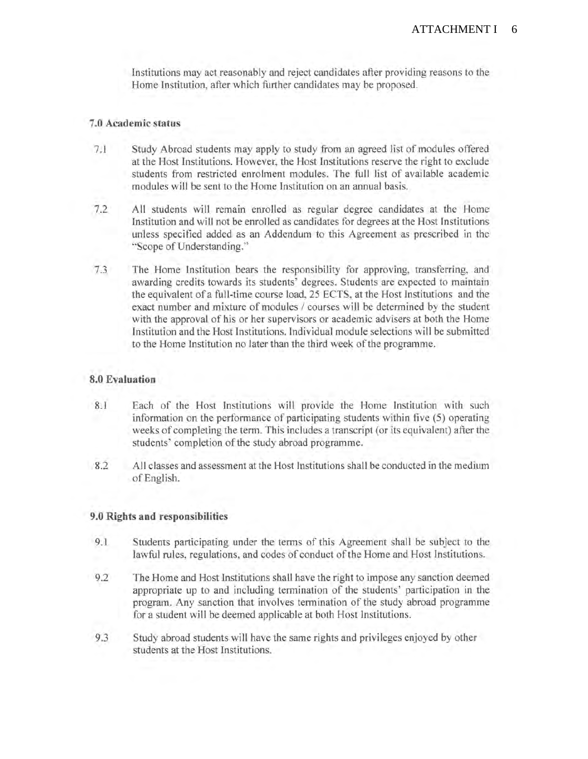Institutions may act reasonably and reject candidates after providing reasons to the Home Institution, after which further candidates may be proposed.

### 7.0 Academic status

7.1 Study Abroad students may apply to study from an agreed list of modules offered at the Host Institutions. However, the Host Institutions reserve the right to exclude students from restricted enrolment modules. The full list of available academic modules will be sent to the Home Institution on an annual basis.

7.2 All students will remain enrolled as regular degree candidates at the Home Institution and will not be enrolled as candidates for degrees at the Host Institutions unless specified added as an Addendum to this Agreement as prescribed in the "Scope of Understanding."

7.3 The Home Institution bears the responsibility for approving, transferring, and awarding credits towards its students' degrees. Students are expected to maintain the equivalent of a full-time course load, 25 ECTS, at the Host Institutions and the exact number and mixture of modules / courses will be determined by the student with the approval of his or her supervisors or academic advisers at both the Home Institution and the Host Institutions. Individual module selections will be submitted to the Home Institution no later than the third week of the programme.

### 8.0 Evaluation

8.1 Each of the Host Institutions will provide the Home Institution with such information on the performance of participating students within five (5) operating weeks of completing the term. This includes a transcript (or its equivalent) after the students' completion of the study abroad programme.

8.2 All classes and assessment at the Host Institutions shall be conducted in the medium of English.

### 9.0 Rights and responsibilities

9.1 Students participating under the terms of this Agreement shall be subject to the lawful rules, regulations, and codes of conduct of the Home and Host Institutions.

9.2 The Home and Host Institutions shall have the right to impose any sanction deemed appropriate up to and including termination of the students' participation in the program. Any sanction that involves termination of the study abroad programme for a student will be deemed applicable at both Host Institutions.

9.3 Study abroad students will have the same rights and privileges enjoyed by other students at the Host Institutions.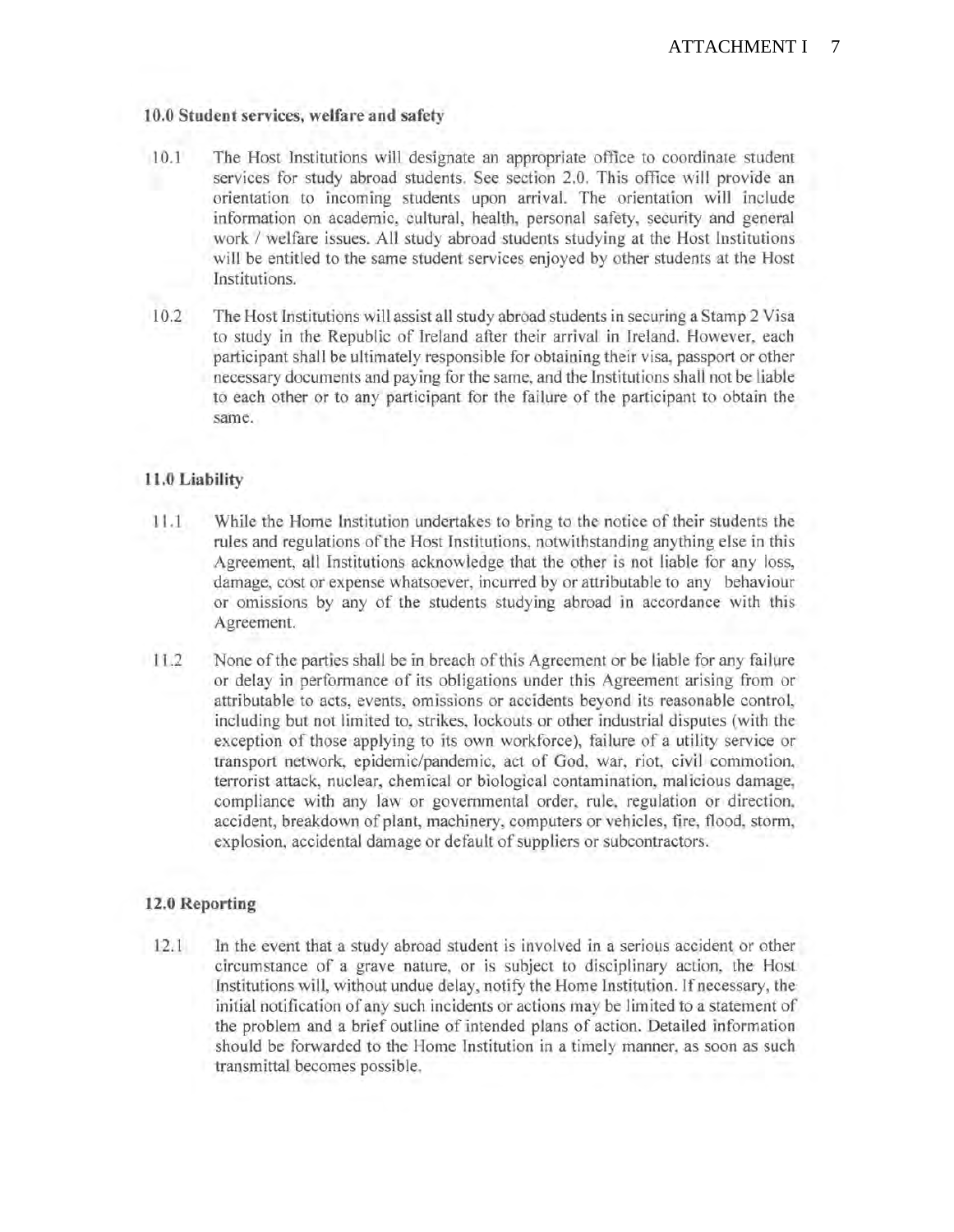**10.0 Student services, welfare and safety**

10.1 The Host Institutions will designate an appropriate office to coordinate student services for study abroad students. See section 2.0. This office will provide an orientation to incoming students upon arrival. The orientation will include information on academic, cultural, health, personal safety, security and general work / welfare issues. All study abroad students studying at the Host Institutions will be entitled to the same student services enjoyed by other students at the Host Institutions.

10.2 The Host Institutions will assist all study abroad students in securing a Stamp 2 Visa to study in the Republic of Ireland after their arrival in Ireland. However, each participant shall be ultimately responsible for obtaining their visa, passport or other necessary documents and paying for the same, and the Institutions shall not be liable to each other or to any participant for the failure of the participant to obtain the same.

**11.0 Liability**

11.1 While the Home Institution undertakes to bring to the notice of their students the rules and regulations of the Host Institutions, notwithstanding anything else in this Agreement, all Institutions acknowledge that the other is not liable for any loss, damage, cost or expense whatsoever, incurred by or attributable to any behaviour or omissions by any of the students studying abroad in accordance with this Agreement.

11.2 None of the parties shall be in breach of this Agreement or be liable for any failure or delay in performance of its obligations under this Agreement arising from or attributable to acts, events, omissions or accidents beyond its reasonable control, including but not limited to, strikes, lockouts or other industrial disputes (with the exception of those applying to its own workforce), failure of a utility service or transport network, epidemic/pandemic, act of God, war, riot, civil commotion, terrorist attack, nuclear, chemical or biological contamination, malicious damage, compliance with any law or governmental order, rule, regulation or direction, accident, breakdown of plant, machinery, computers or vehicles, fire, flood, storm, explosion, accidental damage or default of suppliers or subcontractors.

**12.0 Reporting**

12.1 In the event that a study abroad student is involved in a serious accident or other circumstance of a grave nature, or is subject to disciplinary action, the Host Institutions will, without undue delay, notify the Home Institution. If necessary, the initial notification of any such incidents or actions may be limited to a statement of the problem and a brief outline of intended plans of action. Detailed information should be forwarded to the Home Institution in a timely manner, as soon as such transmittal becomes possible.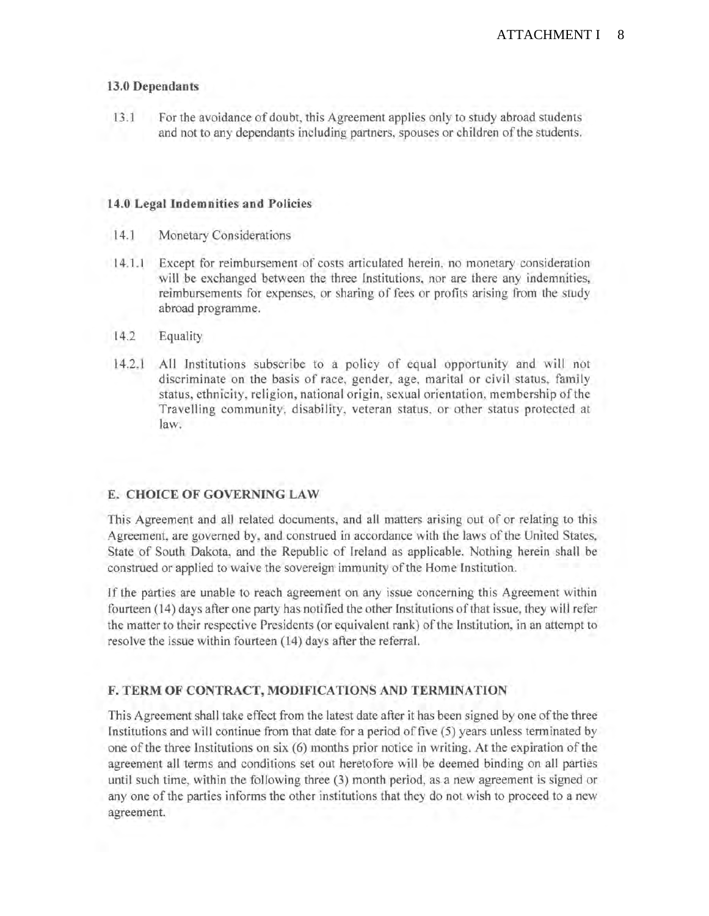### 13.0 Dependants

13.1 For the avoidance of doubt, this Agreement applies only to study abroad students and not to any dependants including partners, spouses or children of the students.

### 14.0 Legal Indemnities and Policies

14.1 Monetary Considerations

14.1.1 Except for reimbursement of costs articulated herein, no monetary consideration will be exchanged between the three Institutions, nor are there any indemnities, reimbursements for expenses, or sharing of fees or profits arising from the study abroad programme.

14.2 Equality

14.2.1 All Institutions subscribe to a policy of equal opportunity and will not discriminate on the basis of race, gender, age, marital or civil status, family status, ethnicity, religion, national origin, sexual orientation, membership of the Travelling community, disability, veteran status, or other status protected at law.

## E. CHOICE OF GOVERNING LAW

This Agreement and all related documents, and all matters arising out of or relating to this Agreement, are governed by, and construed in accordance with the laws of the United States, State of South Dakota, and the Republic of Ireland as applicable. Nothing herein shall be construed or applied to waive the sovereign immunity of the Home Institution.

If the parties are unable to reach agreement on any issue concerning this Agreement within fourteen (14) days after one party has notified the other Institutions of that issue, they will refer the matter to their respective Presidents (or equivalent rank) of the Institution, in an attempt to resolve the issue within fourteen (14) days after the referral.

## F. TERM OF CONTRACT, MODIFICATIONS AND TERMINATION

This Agreement shall take effect from the latest date after it has been signed by one of the three Institutions and will continue from that date for a period of five (5) years unless terminated by one of the three Institutions on six (6) months prior notice in writing. At the expiration of the agreement all terms and conditions set out heretofore will be deemed binding on all parties until such time, within the following three (3) month period, as a new agreement is signed or any one of the parties informs the other institutions that they do not wish to proceed to a new agreement.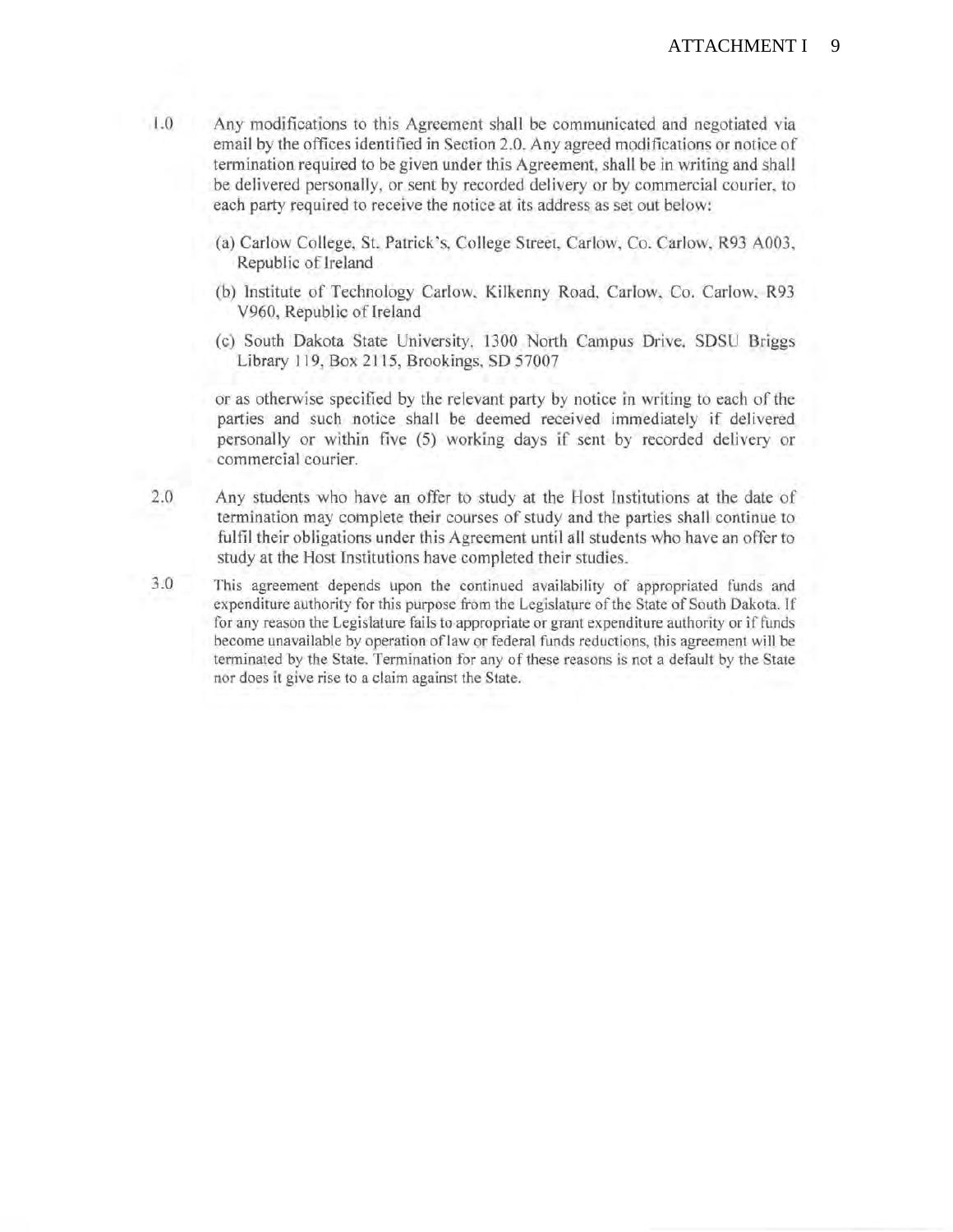1.0 Any modifications to this Agreement shall be communicated and negotiated via email by the offices identified in Section 2.0. Any agreed modifications or notice of termination required to be given under this Agreement, shall be in writing and shall be delivered personally, or sent by recorded delivery or by commercial courier, to each party required to receive the notice at its address as set out below:

(a) Carlow College, St. Patrick's, College Street, Carlow, Co. Carlow, R93 A003, Republic of Ireland

(b) Institute of Technology Carlow, Kilkenny Road, Carlow, Co. Carlow, R93 V960, Republic of Ireland

(c) South Dakota State University, 1300 North Campus Drive, SDSU Briggs Library 119, Box 2115, Brookings, SD 57007

or as otherwise specified by the relevant party by notice in writing to each of the parties and such notice shall be deemed received immediately if delivered personally or within five (5) working days if sent by recorded delivery or commercial courier.

2.0 Any students who have an offer to study at the Host Institutions at the date of termination may complete their courses of study and the parties shall continue to fulfil their obligations under this Agreement until all students who have an offer to study at the Host Institutions have completed their studies.

3.0 This agreement depends upon the continued availability of appropriated funds and expenditure authority for this purpose from the Legislature of the State of South Dakota. If for any reason the Legislature fails to appropriate or grant expenditure authority or if funds become unavailable by operation of law or federal funds reductions, this agreement will be terminated by the State. Termination for any of these reasons is not a default by the State nor does it give rise to a claim against the State.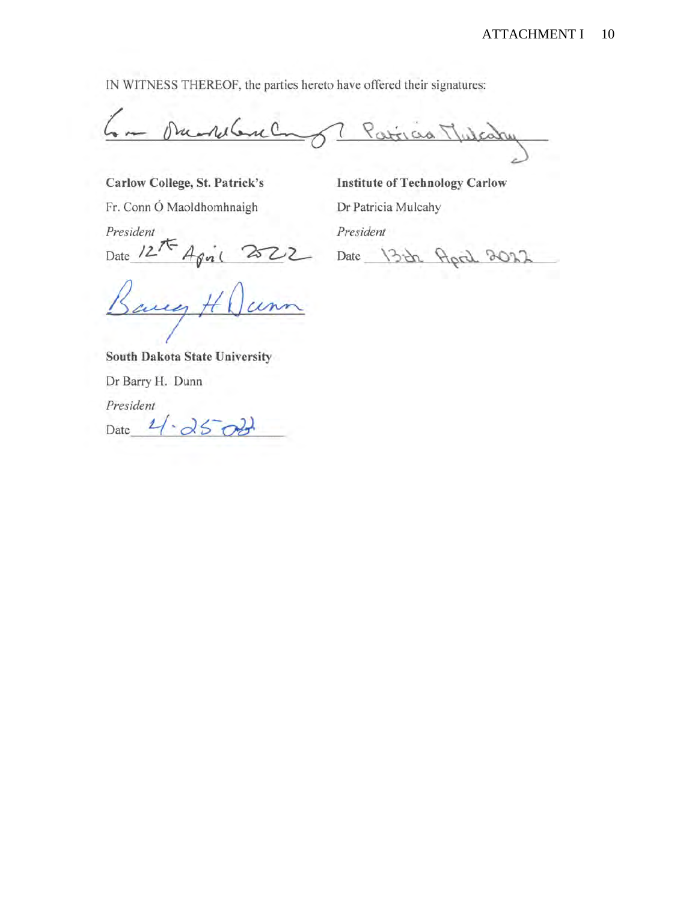IN WITNESS THEREOF, the parties hereto have offered their signatures:

| | |
|---|---|
| **Carlow College, St. Patrick's** | **Institute of Technology Carlow** |
| Fr. Conn Ó Maoldhomhnaigh | Dr Patricia Mulcahy |
| *President* | *President* |
| Date 12th April 2022 | Date 13th April 2022 |

**South Dakota State University**

Dr Barry H. Dunn

*President*

Date 4.25.22